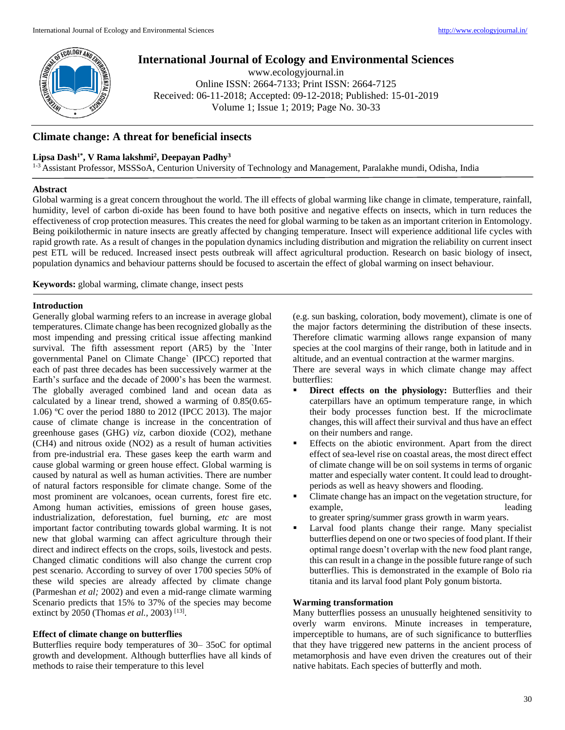# International Journal of Ecology and Environmental Sciences

www.ecologyjournal.in
Online ISSN: 2664-7133; Print ISSN: 2664-7125
Received: 06-11-2018; Accepted: 09-12-2018; Published: 15-01-2019
Volume 1; Issue 1; 2019; Page No. 30-33

## Climate change: A threat for beneficial insects

**Lipsa Dash[1*], V Rama lakshmi[2], Deepayan Padhy[3]**

[1-3] Assistant Professor, MSSSoA, Centurion University of Technology and Management, Paralakhe mundi, Odisha, India

### Abstract

Global warming is a great concern throughout the world. The ill effects of global warming like change in climate, temperature, rainfall, humidity, level of carbon di-oxide has been found to have both positive and negative effects on insects, which in turn reduces the effectiveness of crop protection measures. This creates the need for global warming to be taken as an important criterion in Entomology. Being poikilothermic in nature insects are greatly affected by changing temperature. Insect will experience additional life cycles with rapid growth rate. As a result of changes in the population dynamics including distribution and migration the reliability on current insect pest ETL will be reduced. Increased insect pests outbreak will affect agricultural production. Research on basic biology of insect, population dynamics and behaviour patterns should be focused to ascertain the effect of global warming on insect behaviour.

**Keywords:** global warming, climate change, insect pests

### Introduction

Generally global warming refers to an increase in average global temperatures. Climate change has been recognized globally as the most impending and pressing critical issue affecting mankind survival. The fifth assessment report (AR5) by the `Inter governmental Panel on Climate Change` (IPCC) reported that each of past three decades has been successively warmer at the Earth's surface and the decade of 2000's has been the warmest. The globally averaged combined land and ocean data as calculated by a linear trend, showed a warming of 0.85(0.65-1.06) ºC over the period 1880 to 2012 (IPCC 2013). The major cause of climate change is increase in the concentration of greenhouse gases (GHG) *viz*, carbon dioxide ($CO_2$), methane ($CH_4$) and nitrous oxide ($NO_2$) as a result of human activities from pre-industrial era. These gases keep the earth warm and cause global warming or green house effect. Global warming is caused by natural as well as human activities. There are number of natural factors responsible for climate change. Some of the most prominent are volcanoes, ocean currents, forest fire etc. Among human activities, emissions of green house gases, industrialization, deforestation, fuel burning, *etc* are most important factor contributing towards global warming. It is not new that global warming can affect agriculture through their direct and indirect effects on the crops, soils, livestock and pests. Changed climatic conditions will also change the current crop pest scenario. According to survey of over 1700 species 50% of these wild species are already affected by climate change (Parmeshan *et al;* 2002) and even a mid-range climate warming Scenario predicts that 15% to 37% of the species may become extinct by 2050 (Thomas *et al.,* 2003) [13].

### Effect of climate change on butterflies

Butterflies require body temperatures of 30– 35oC for optimal growth and development. Although butterflies have all kinds of methods to raise their temperature to this level (e.g. sun basking, coloration, body movement), climate is one of the major factors determining the distribution of these insects. Therefore climatic warming allows range expansion of many species at the cool margins of their range, both in latitude and in altitude, and an eventual contraction at the warmer margins.

There are several ways in which climate change may affect butterflies:

- **Direct effects on the physiology:** Butterflies and their caterpillars have an optimum temperature range, in which their body processes function best. If the microclimate changes, this will affect their survival and thus have an effect on their numbers and range.
- Effects on the abiotic environment. Apart from the direct effect of sea-level rise on coastal areas, the most direct effect of climate change will be on soil systems in terms of organic matter and especially water content. It could lead to drought-periods as well as heavy showers and flooding.
- Climate change has an impact on the vegetation structure, for example, leading to greater spring/summer grass growth in warm years.
- Larval food plants change their range. Many specialist butterflies depend on one or two species of food plant. If their optimal range doesn't overlap with the new food plant range, this can result in a change in the possible future range of such butterflies. This is demonstrated in the example of Bolo ria titania and its larval food plant Poly gonum bistorta.

### Warming transformation

Many butterflies possess an unusually heightened sensitivity to overly warm environs. Minute increases in temperature, imperceptible to humans, are of such significance to butterflies that they have triggered new patterns in the ancient process of metamorphosis and have even driven the creatures out of their native habitats. Each species of butterfly and moth.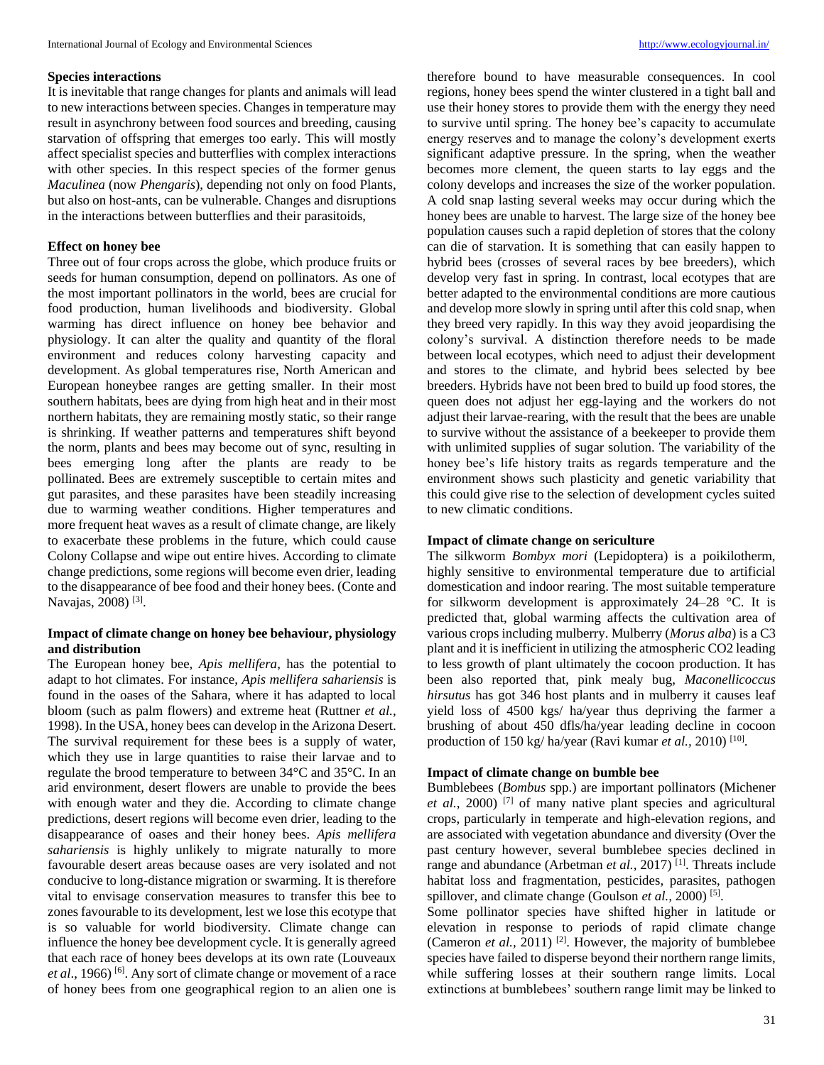### Species interactions

It is inevitable that range changes for plants and animals will lead to new interactions between species. Changes in temperature may result in asynchrony between food sources and breeding, causing starvation of offspring that emerges too early. This will mostly affect specialist species and butterflies with complex interactions with other species. In this respect species of the former genus *Maculinea* (now *Phengaris*), depending not only on food Plants, but also on host-ants, can be vulnerable. Changes and disruptions in the interactions between butterflies and their parasitoids,

### Effect on honey bee

Three out of four crops across the globe, which produce fruits or seeds for human consumption, depend on pollinators. As one of the most important pollinators in the world, bees are crucial for food production, human livelihoods and biodiversity. Global warming has direct influence on honey bee behavior and physiology. It can alter the quality and quantity of the floral environment and reduces colony harvesting capacity and development. As global temperatures rise, North American and European honeybee ranges are getting smaller. In their most southern habitats, bees are dying from high heat and in their most northern habitats, they are remaining mostly static, so their range is shrinking. If weather patterns and temperatures shift beyond the norm, plants and bees may become out of sync, resulting in bees emerging long after the plants are ready to be pollinated. Bees are extremely susceptible to certain mites and gut parasites, and these parasites have been steadily increasing due to warming weather conditions. Higher temperatures and more frequent heat waves as a result of climate change, are likely to exacerbate these problems in the future, which could cause Colony Collapse and wipe out entire hives. According to climate change predictions, some regions will become even drier, leading to the disappearance of bee food and their honey bees. (Conte and Navajas, 2008) [3].

### Impact of climate change on honey bee behaviour, physiology and distribution

The European honey bee, *Apis mellifera*, has the potential to adapt to hot climates. For instance, *Apis mellifera sahariensis* is found in the oases of the Sahara, where it has adapted to local bloom (such as palm flowers) and extreme heat (Ruttner *et al.,* 1998). In the USA, honey bees can develop in the Arizona Desert. The survival requirement for these bees is a supply of water, which they use in large quantities to raise their larvae and to regulate the brood temperature to between 34°C and 35°C. In an arid environment, desert flowers are unable to provide the bees with enough water and they die. According to climate change predictions, desert regions will become even drier, leading to the disappearance of oases and their honey bees. *Apis mellifera sahariensis* is highly unlikely to migrate naturally to more favourable desert areas because oases are very isolated and not conducive to long-distance migration or swarming. It is therefore vital to envisage conservation measures to transfer this bee to zones favourable to its development, lest we lose this ecotype that is so valuable for world biodiversity. Climate change can influence the honey bee development cycle. It is generally agreed that each race of honey bees develops at its own rate (Louveaux *et al*., 1966) [6]. Any sort of climate change or movement of a race of honey bees from one geographical region to an alien one is therefore bound to have measurable consequences. In cool regions, honey bees spend the winter clustered in a tight ball and use their honey stores to provide them with the energy they need to survive until spring. The honey bee's capacity to accumulate energy reserves and to manage the colony's development exerts significant adaptive pressure. In the spring, when the weather becomes more clement, the queen starts to lay eggs and the colony develops and increases the size of the worker population. A cold snap lasting several weeks may occur during which the honey bees are unable to harvest. The large size of the honey bee population causes such a rapid depletion of stores that the colony can die of starvation. It is something that can easily happen to hybrid bees (crosses of several races by bee breeders), which develop very fast in spring. In contrast, local ecotypes that are better adapted to the environmental conditions are more cautious and develop more slowly in spring until after this cold snap, when they breed very rapidly. In this way they avoid jeopardising the colony's survival. A distinction therefore needs to be made between local ecotypes, which need to adjust their development and stores to the climate, and hybrid bees selected by bee breeders. Hybrids have not been bred to build up food stores, the queen does not adjust her egg-laying and the workers do not adjust their larvae-rearing, with the result that the bees are unable to survive without the assistance of a beekeeper to provide them with unlimited supplies of sugar solution. The variability of the honey bee's life history traits as regards temperature and the environment shows such plasticity and genetic variability that this could give rise to the selection of development cycles suited to new climatic conditions.

### Impact of climate change on sericulture

The silkworm *Bombyx mori* (Lepidoptera) is a poikilotherm, highly sensitive to environmental temperature due to artificial domestication and indoor rearing. The most suitable temperature for silkworm development is approximately 24–28 °C. It is predicted that, global warming affects the cultivation area of various crops including mulberry. Mulberry (*Morus alba*) is a C3 plant and it is inefficient in utilizing the atmospheric $CO_2$ leading to less growth of plant ultimately the cocoon production. It has been also reported that, pink mealy bug, *Maconellicoccus hirsutus* has got 346 host plants and in mulberry it causes leaf yield loss of 4500 kgs/ ha/year thus depriving the farmer a brushing of about 450 dfls/ha/year leading decline in cocoon production of 150 kg/ ha/year (Ravi kumar *et al.,* 2010) [10].

### Impact of climate change on bumble bee

Bumblebees (*Bombus* spp.) are important pollinators (Michener *et al.,* 2000) [7] of many native plant species and agricultural crops, particularly in temperate and high-elevation regions, and are associated with vegetation abundance and diversity (Over the past century however, several bumblebee species declined in range and abundance (Arbetman *et al.,* 2017) [1]. Threats include habitat loss and fragmentation, pesticides, parasites, pathogen spillover, and climate change (Goulson *et al.,* 2000) [5].

Some pollinator species have shifted higher in latitude or elevation in response to periods of rapid climate change (Cameron *et al.,* 2011) [2]. However, the majority of bumblebee species have failed to disperse beyond their northern range limits, while suffering losses at their southern range limits. Local extinctions at bumblebees' southern range limit may be linked to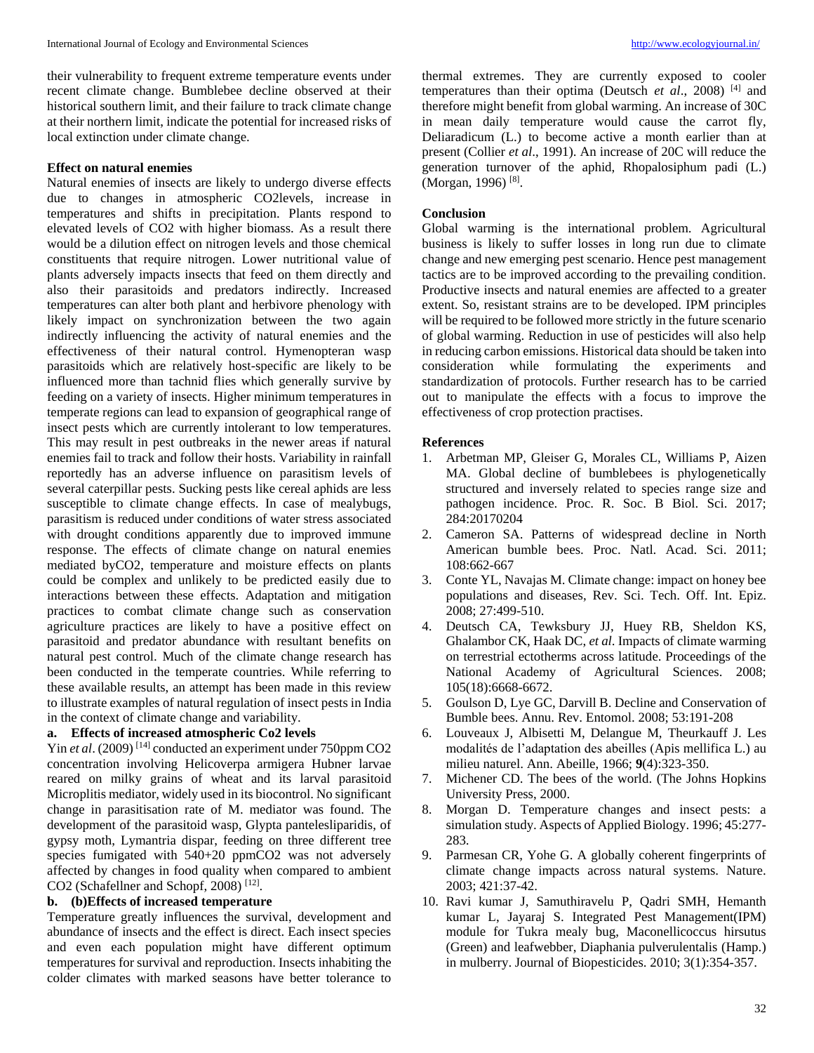their vulnerability to frequent extreme temperature events under recent climate change. Bumblebee decline observed at their historical southern limit, and their failure to track climate change at their northern limit, indicate the potential for increased risks of local extinction under climate change.

### Effect on natural enemies

Natural enemies of insects are likely to undergo diverse effects due to changes in atmospheric CO2levels, increase in temperatures and shifts in precipitation. Plants respond to elevated levels of CO2 with higher biomass. As a result there would be a dilution effect on nitrogen levels and those chemical constituents that require nitrogen. Lower nutritional value of plants adversely impacts insects that feed on them directly and also their parasitoids and predators indirectly. Increased temperatures can alter both plant and herbivore phenology with likely impact on synchronization between the two again indirectly influencing the activity of natural enemies and the effectiveness of their natural control. Hymenopteran wasp parasitoids which are relatively host-specific are likely to be influenced more than tachnid flies which generally survive by feeding on a variety of insects. Higher minimum temperatures in temperate regions can lead to expansion of geographical range of insect pests which are currently intolerant to low temperatures. This may result in pest outbreaks in the newer areas if natural enemies fail to track and follow their hosts. Variability in rainfall reportedly has an adverse influence on parasitism levels of several caterpillar pests. Sucking pests like cereal aphids are less susceptible to climate change effects. In case of mealybugs, parasitism is reduced under conditions of water stress associated with drought conditions apparently due to improved immune response. The effects of climate change on natural enemies mediated byCO2, temperature and moisture effects on plants could be complex and unlikely to be predicted easily due to interactions between these effects. Adaptation and mitigation practices to combat climate change such as conservation agriculture practices are likely to have a positive effect on parasitoid and predator abundance with resultant benefits on natural pest control. Much of the climate change research has been conducted in the temperate countries. While referring to these available results, an attempt has been made in this review to illustrate examples of natural regulation of insect pests in India in the context of climate change and variability.

#### a. Effects of increased atmospheric Co2 levels

Yin *et al*. (2009) [14] conducted an experiment under 750ppm CO2 concentration involving Helicoverpa armigera Hubner larvae reared on milky grains of wheat and its larval parasitoid Microplitis mediator, widely used in its biocontrol. No significant change in parasitisation rate of M. mediator was found. The development of the parasitoid wasp, Glypta panteleslipari­dis, of gypsy moth, Lymantria dispar, feeding on three different tree species fumigated with 540+20 ppmCO2 was not adversely affected by changes in food quality when compared to ambient CO2 (Schafellner and Schopf, 2008) [12].

#### b. (b)Effects of increased temperature

Temperature greatly influences the survival, development and abundance of insects and the effect is direct. Each insect species and even each population might have different optimum temperatures for survival and reproduction. Insects inhabiting the colder climates with marked seasons have better tolerance to thermal extremes. They are currently exposed to cooler temperatures than their optima (Deutsch *et al*., 2008) [4] and therefore might benefit from global warming. An increase of 30C in mean daily temperature would cause the carrot fly, Deliaradicum (L.) to become active a month earlier than at present (Collier *et al*., 1991). An increase of 20C will reduce the generation turnover of the aphid, Rhopalosiphum padi (L.) (Morgan, 1996) [8].

### Conclusion

Global warming is the international problem. Agricultural business is likely to suffer losses in long run due to climate change and new emerging pest scenario. Hence pest management tactics are to be improved according to the prevailing condition. Productive insects and natural enemies are affected to a greater extent. So, resistant strains are to be developed. IPM principles will be required to be followed more strictly in the future scenario of global warming. Reduction in use of pesticides will also help in reducing carbon emissions. Historical data should be taken into consideration while formulating the experiments and standardization of protocols. Further research has to be carried out to manipulate the effects with a focus to improve the effectiveness of crop protection practises.

### References

1. Arbetman MP, Gleiser G, Morales CL, Williams P, Aizen MA. Global decline of bumblebees is phylogenetically structured and inversely related to species range size and pathogen incidence. Proc. R. Soc. B Biol. Sci. 2017; 284:20170204
2. Cameron SA. Patterns of widespread decline in North American bumble bees. Proc. Natl. Acad. Sci. 2011; 108:662-667
3. Conte YL, Navajas M. Climate change: impact on honey bee populations and diseases, Rev. Sci. Tech. Off. Int. Epiz. 2008; 27:499-510.
4. Deutsch CA, Tewksbury JJ, Huey RB, Sheldon KS, Ghalambor CK, Haak DC, *et al*. Impacts of climate warming on terrestrial ectotherms across latitude. Proceedings of the National Academy of Agricultural Sciences. 2008; 105(18):6668-6672.
5. Goulson D, Lye GC, Darvill B. Decline and Conservation of Bumble bees. Annu. Rev. Entomol. 2008; 53:191-208
6. Louveaux J, Albisetti M, Delangue M, Theurkauff J. Les modalités de l'adaptation des abeilles (Apis mellifica L.) au milieu naturel. Ann. Abeille, 1966; **9**(4):323-350.
7. Michener CD. The bees of the world. (The Johns Hopkins University Press, 2000.
8. Morgan D. Temperature changes and insect pests: a simulation study. Aspects of Applied Biology. 1996; 45:277-283.
9. Parmesan CR, Yohe G. A globally coherent fingerprints of climate change impacts across natural systems. Nature. 2003; 421:37-42.
10. Ravi kumar J, Samuthiravelu P, Qadri SMH, Hemanth kumar L, Jayaraj S. Integrated Pest Management(IPM) module for Tukra mealy bug, Maconellicoccus hirsutus (Green) and leafwebber, Diaphania pulverulentalis (Hamp.) in mulberry. Journal of Biopesticides. 2010; 3(1):354-357.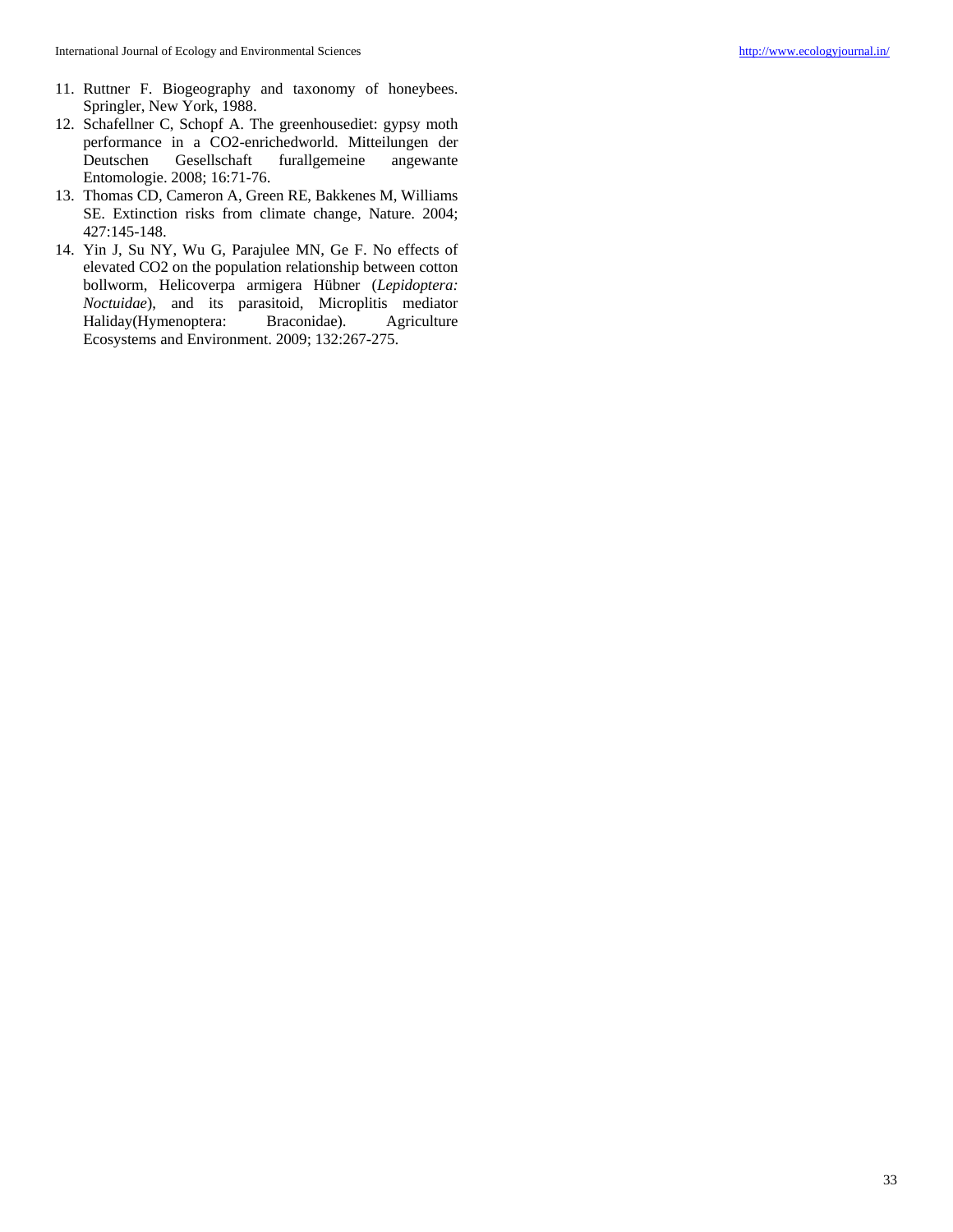11. Ruttner F. Biogeography and taxonomy of honeybees. Springler, New York, 1988.
12. Schafellner C, Schopf A. The greenhousediet: gypsy moth performance in a $CO_2$-enrichedworld. Mitteilungen der Deutschen Gesellschaft furallgemeine angewante Entomologie. 2008; 16:71-76.
13. Thomas CD, Cameron A, Green RE, Bakkenes M, Williams SE. Extinction risks from climate change, Nature. 2004; 427:145-148.
14. Yin J, Su NY, Wu G, Parajulee MN, Ge F. No effects of elevated $CO_2$ on the population relationship between cotton bollworm, Helicoverpa armigera Hübner (*Lepidoptera: Noctuidae*), and its parasitoid, Microplitis mediator Haliday(Hymenoptera: Braconidae). Agriculture Ecosystems and Environment. 2009; 132:267-275.